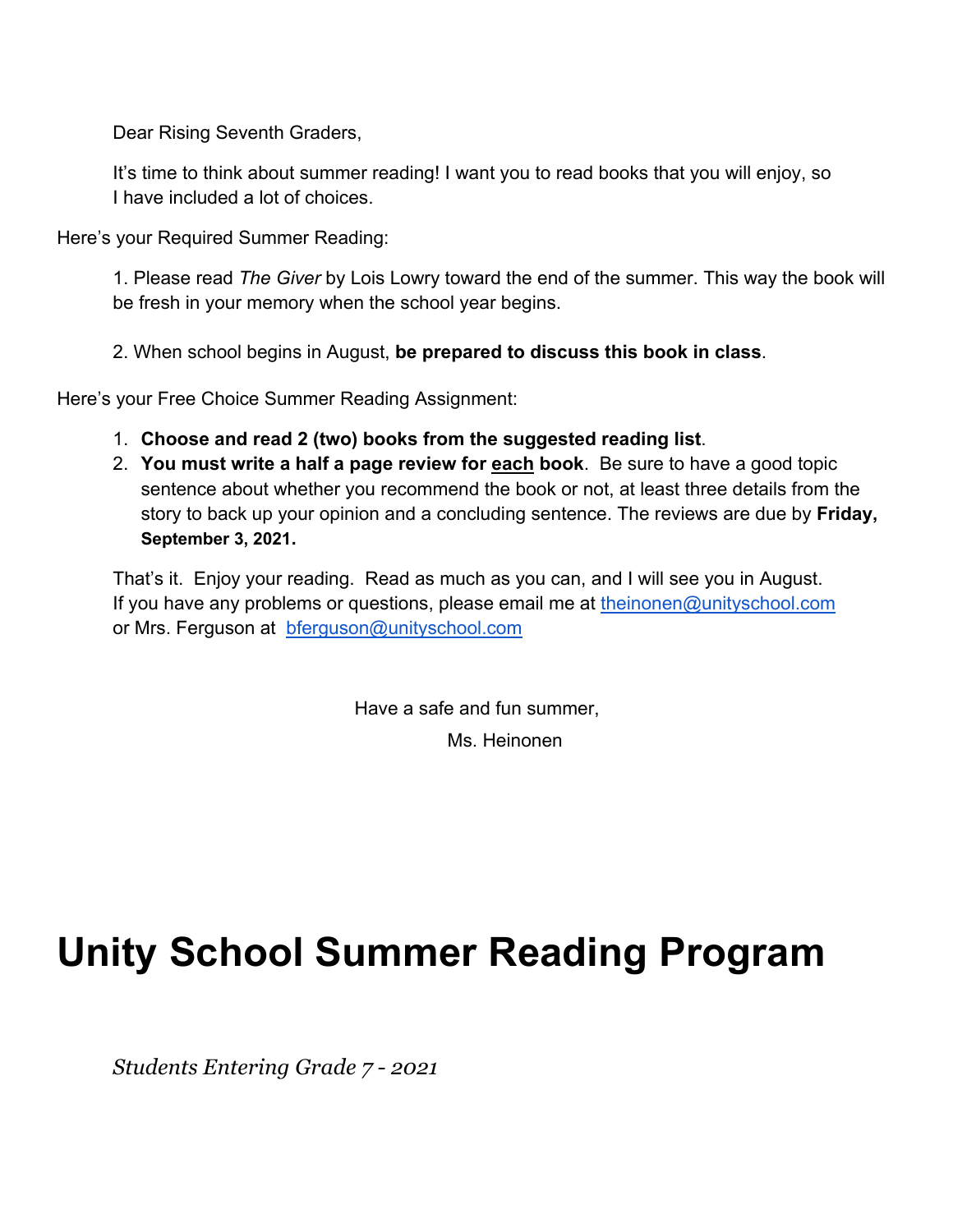Dear Rising Seventh Graders,

It's time to think about summer reading! I want you to read books that you will enjoy, so I have included a lot of choices.

Here's your Required Summer Reading:

1. Please read *The Giver* by Lois Lowry toward the end of the summer. This way the book will be fresh in your memory when the school year begins.

2. When school begins in August, **be prepared to discuss this book in class**.

Here's your Free Choice Summer Reading Assignment:

1. **Choose and read 2 (two) books from the suggested reading list**.
2. **You must write a half a page review for <u>each</u> book**. Be sure to have a good topic sentence about whether you recommend the book or not, at least three details from the story to back up your opinion and a concluding sentence. The reviews are due by **Friday, September 3, 2021.**

That's it. Enjoy your reading. Read as much as you can, and I will see you in August. If you have any problems or questions, please email me at theinonen@unityschool.com or Mrs. Ferguson at bferguson@unityschool.com

Have a safe and fun summer,

Ms. Heinonen

# Unity School Summer Reading Program

*Students Entering Grade 7 - 2021*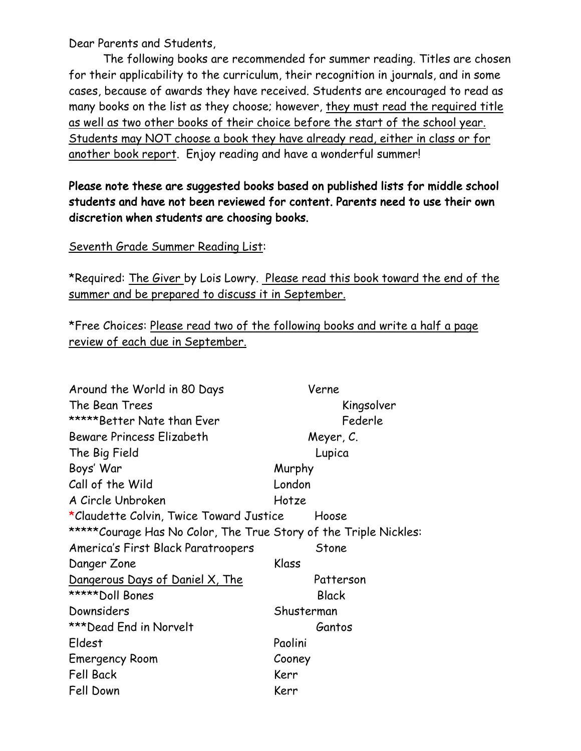Dear Parents and Students,

The following books are recommended for summer reading. Titles are chosen for their applicability to the curriculum, their recognition in journals, and in some cases, because of awards they have received. Students are encouraged to read as many books on the list as they choose; however, <u>they must read the required title as well as two other books of their choice before the start of the school year. Students may NOT choose a book they have already read, either in class or for another book report</u>. Enjoy reading and have a wonderful summer!

**Please note these are suggested books based on published lists for middle school students and have not been reviewed for content. Parents need to use their own discretion when students are choosing books.**

<u>Seventh Grade Summer Reading List</u>:

*Required: <u>The Giver</u> by Lois Lowry. <u>Please read this book toward the end of the summer and be prepared to discuss it in September.</u>

*Free Choices: <u>Please read two of the following books and write a half a page review of each due in September.</u>

| Title | Author |
|---|---|
| Around the World in 80 Days | Verne |
| The Bean Trees | Kingsolver |
| *****Better Nate than Ever | Federle |
| Beware Princess Elizabeth | Meyer, C. |
| The Big Field | Lupica |
| Boys' War | Murphy |
| Call of the Wild | London |
| A Circle Unbroken | Hotze |
| *Claudette Colvin, Twice Toward Justice | Hoose |
| *****Courage Has No Color, The True Story of the Triple Nickles: America's First Black Paratroopers | Stone |
| Danger Zone | Klass |
| <u>Dangerous Days of Daniel X, The</u> | Patterson |
| *****Doll Bones | Black |
| Downsiders | Shusterman |
| ***Dead End in Norvelt | Gantos |
| Eldest | Paolini |
| Emergency Room | Cooney |
| Fell Back | Kerr |
| Fell Down | Kerr |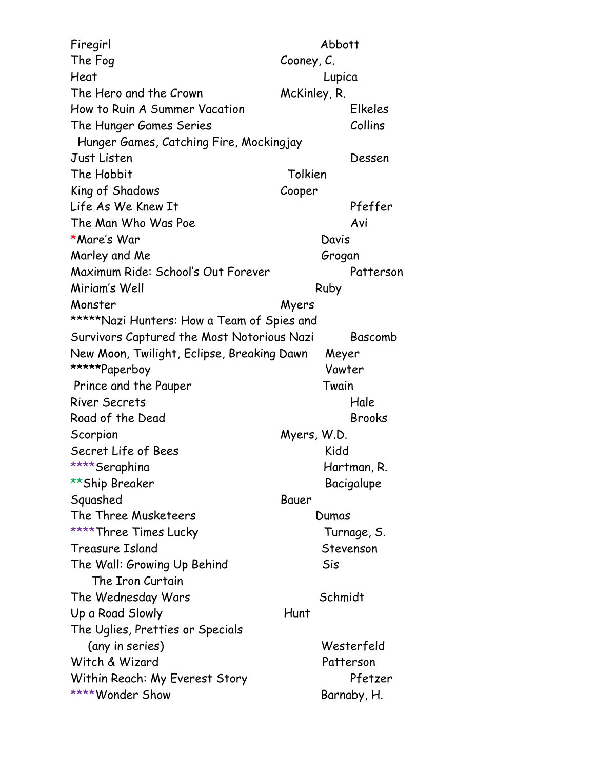| Title | Author |
|---|---|
| Firegirl | Abbott |
| The Fog | Cooney, C. |
| Heat | Lupica |
| The Hero and the Crown | McKinley, R. |
| How to Ruin A Summer Vacation | Elkeles |
| The Hunger Games Series<br>Hunger Games, Catching Fire, Mockingjay | Collins |
| Just Listen | Dessen |
| The Hobbit | Tolkien |
| King of Shadows | Cooper |
| Life As We Knew It | Pfeffer |
| The Man Who Was Poe | Avi |
| *Mare's War | Davis |
| Marley and Me | Grogan |
| Maximum Ride: School's Out Forever | Patterson |
| Miriam's Well | Ruby |
| Monster | Myers |
| *****Nazi Hunters: How a Team of Spies and Survivors Captured the Most Notorious Nazi | Bascomb |
| New Moon, Twilight, Eclipse, Breaking Dawn | Meyer |
| *****Paperboy | Vawter |
| Prince and the Pauper | Twain |
| River Secrets | Hale |
| Road of the Dead | Brooks |
| Scorpion | Myers, W.D. |
| Secret Life of Bees | Kidd |
| ****Seraphina | Hartman, R. |
| **Ship Breaker | Bacigalupe |
| Squashed | Bauer |
| The Three Musketeers | Dumas |
| ****Three Times Lucky | Turnage, S. |
| Treasure Island | Stevenson |
| The Wall: Growing Up Behind The Iron Curtain | Sis |
| The Wednesday Wars | Schmidt |
| Up a Road Slowly | Hunt |
| The Uglies, Pretties or Specials (any in series) | Westerfeld |
| Witch & Wizard | Patterson |
| Within Reach: My Everest Story | Pfetzer |
| ****Wonder Show | Barnaby, H. |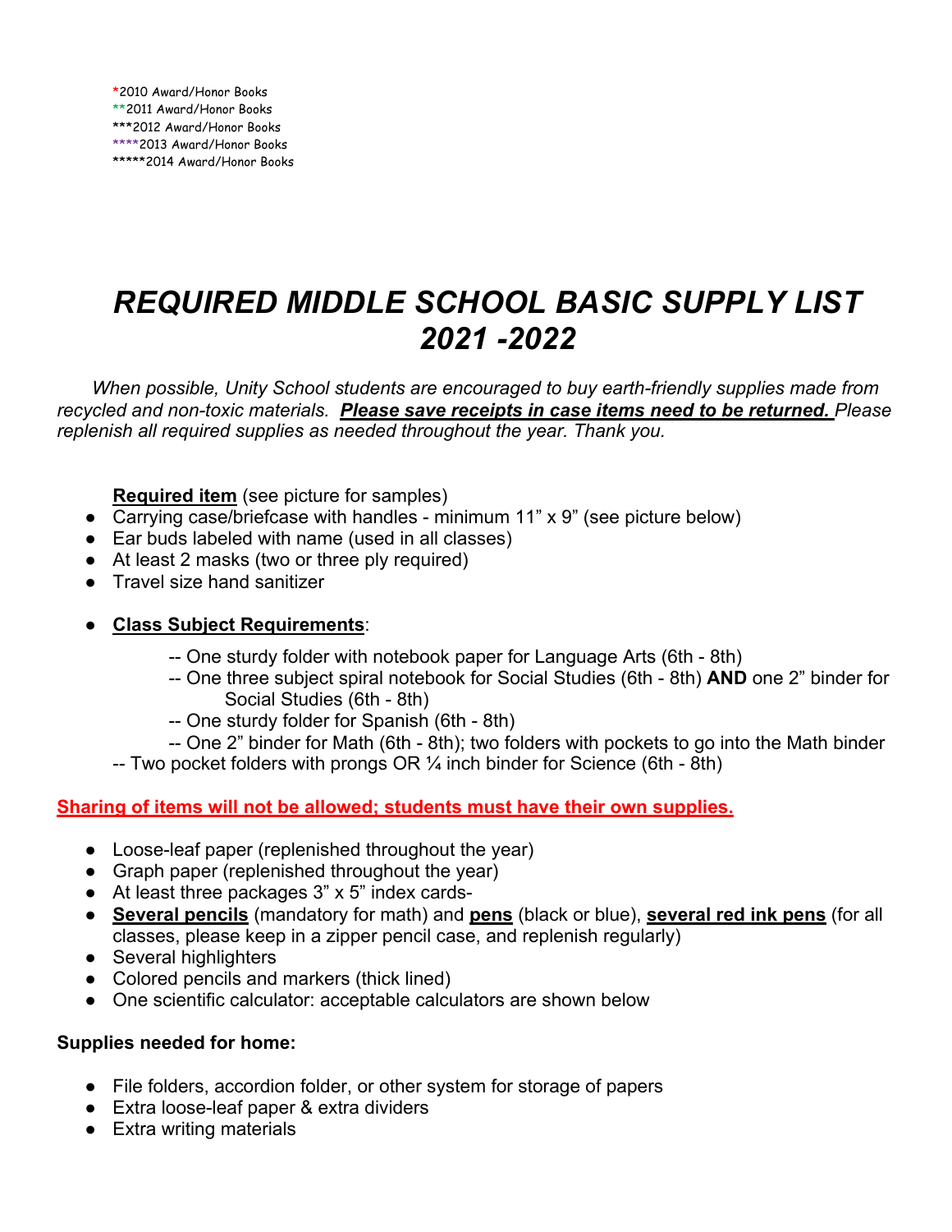*2010 Award/Honor Books
**2011 Award/Honor Books
***2012 Award/Honor Books
****2013 Award/Honor Books
*****2014 Award/Honor Books

# *REQUIRED MIDDLE SCHOOL BASIC SUPPLY LIST 2021 -2022*

*When possible, Unity School students are encouraged to buy earth-friendly supplies made from recycled and non-toxic materials.* ***Please save receipts in case items need to be returned.*** *Please replenish all required supplies as needed throughout the year. Thank you.*

**Required item** (see picture for samples)

- Carrying case/briefcase with handles - minimum 11" x 9" (see picture below)
- Ear buds labeled with name (used in all classes)
- At least 2 masks (two or three ply required)
- Travel size hand sanitizer

- **Class Subject Requirements**:
  - -- One sturdy folder with notebook paper for Language Arts (6th - 8th)
  - -- One three subject spiral notebook for Social Studies (6th - 8th) **AND** one 2" binder for Social Studies (6th - 8th)
  - -- One sturdy folder for Spanish (6th - 8th)
  - -- One 2" binder for Math (6th - 8th); two folders with pockets to go into the Math binder

-- Two pocket folders with prongs OR ¼ inch binder for Science (6th - 8th)

**Sharing of items will not be allowed; students must have their own supplies.**

- Loose-leaf paper (replenished throughout the year)
- Graph paper (replenished throughout the year)
- At least three packages 3" x 5" index cards-
- **Several pencils** (mandatory for math) and **pens** (black or blue), **several red ink pens** (for all classes, please keep in a zipper pencil case, and replenish regularly)
- Several highlighters
- Colored pencils and markers (thick lined)
- One scientific calculator: acceptable calculators are shown below

**Supplies needed for home:**

- File folders, accordion folder, or other system for storage of papers
- Extra loose-leaf paper & extra dividers
- Extra writing materials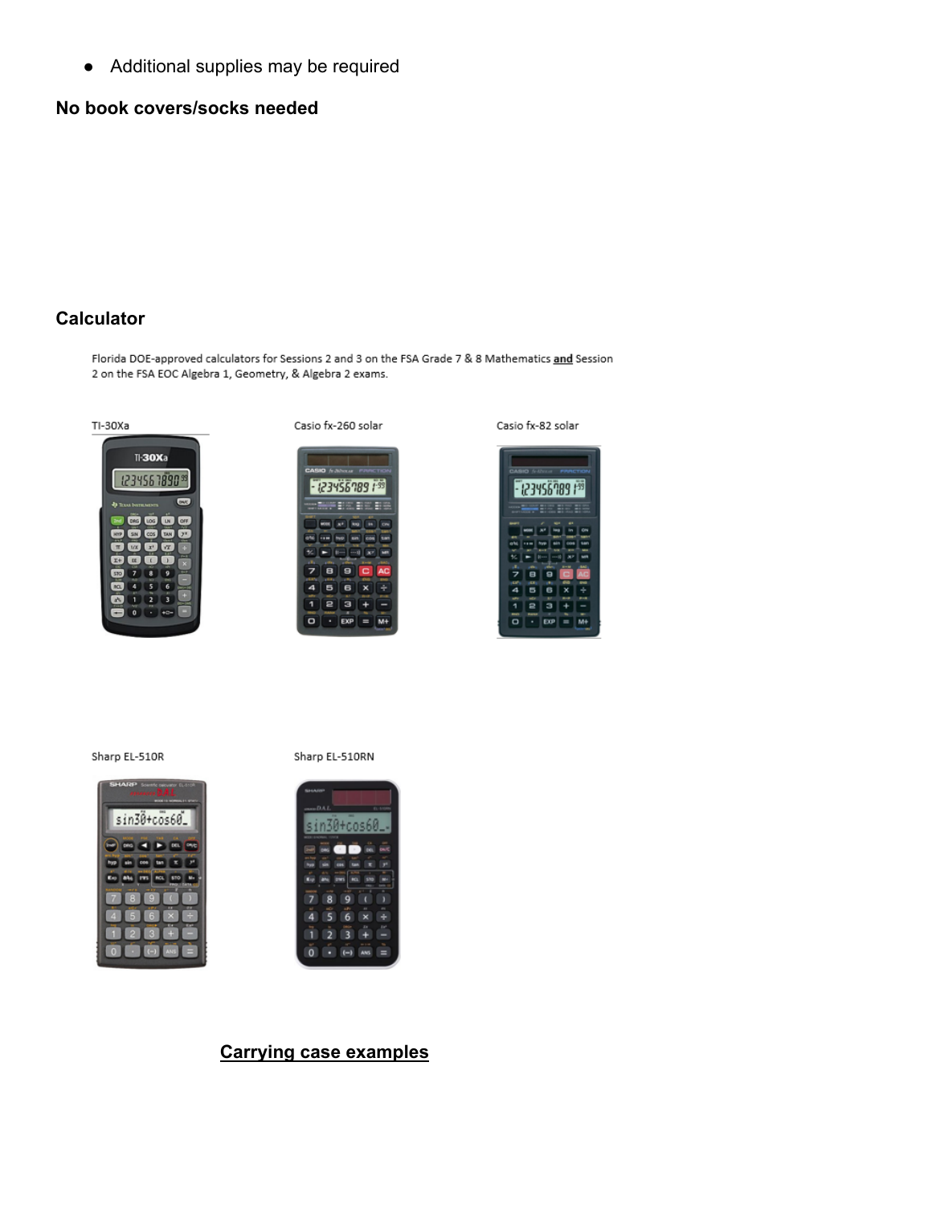- Additional supplies may be required

**No book covers/socks needed**

**Calculator**

Florida DOE-approved calculators for Sessions 2 and 3 on the FSA Grade 7 & 8 Mathematics **and** Session 2 on the FSA EOC Algebra 1, Geometry, & Algebra 2 exams.

TI-30Xa

Casio fx-260 solar

Casio fx-82 solar

Sharp EL-510R

Sharp EL-510RN

**Carrying case examples**